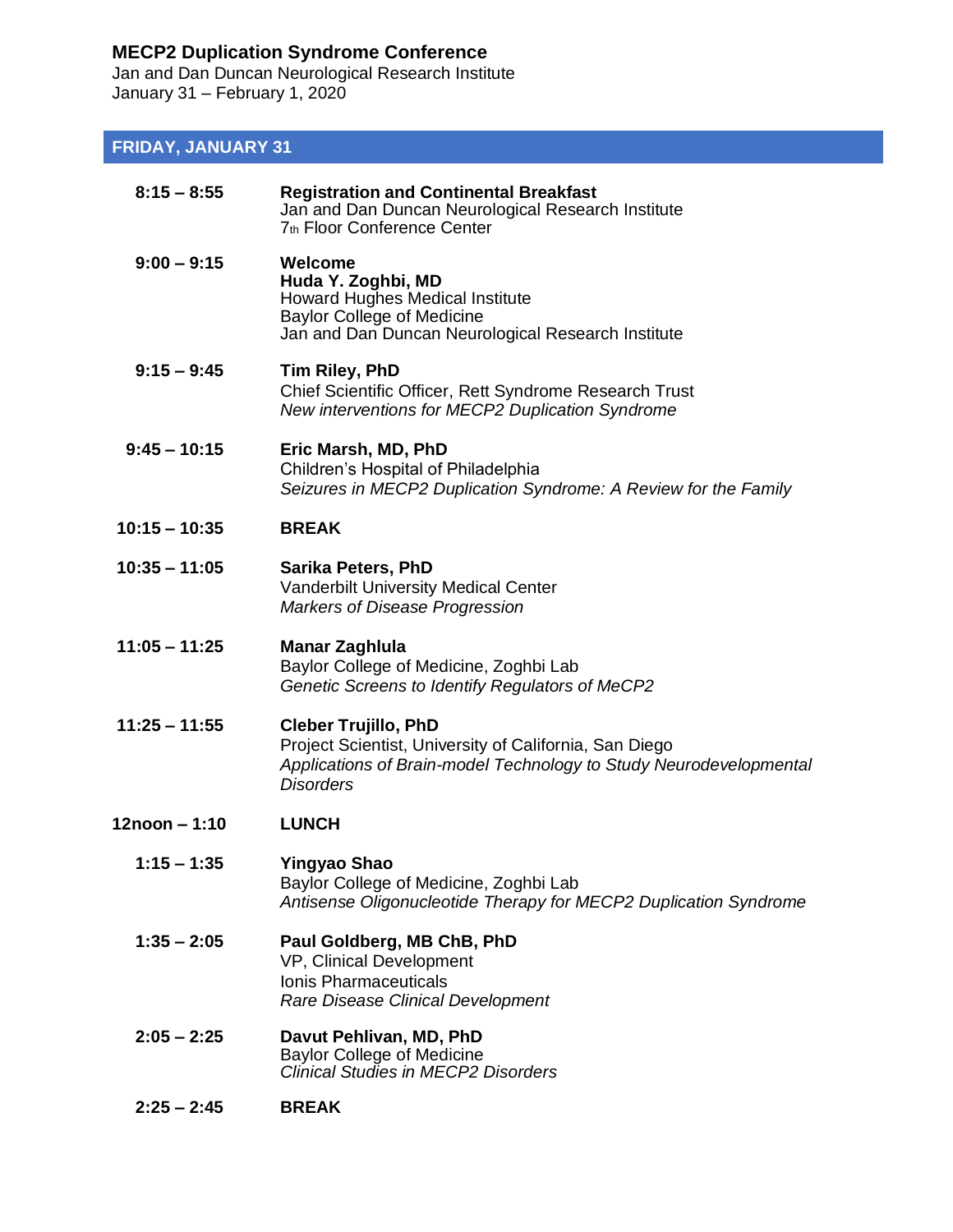# MECP2 Duplication Syndrome Conference

Jan and Dan Duncan Neurological Research Institute
January 31 – February 1, 2020

## FRIDAY, JANUARY 31

| | |
|---|---|
| **8:15 – 8:55** | **Registration and Continental Breakfast**<br>Jan and Dan Duncan Neurological Research Institute<br>7th Floor Conference Center |
| **9:00 – 9:15** | **Welcome**<br>**Huda Y. Zoghbi, MD**<br>Howard Hughes Medical Institute<br>Baylor College of Medicine<br>Jan and Dan Duncan Neurological Research Institute |
| **9:15 – 9:45** | **Tim Riley, PhD**<br>Chief Scientific Officer, Rett Syndrome Research Trust<br>*New interventions for MECP2 Duplication Syndrome* |
| **9:45 – 10:15** | **Eric Marsh, MD, PhD**<br>Children's Hospital of Philadelphia<br>*Seizures in MECP2 Duplication Syndrome: A Review for the Family* |
| **10:15 – 10:35** | **BREAK** |
| **10:35 – 11:05** | **Sarika Peters, PhD**<br>Vanderbilt University Medical Center<br>*Markers of Disease Progression* |
| **11:05 – 11:25** | **Manar Zaghlula**<br>Baylor College of Medicine, Zoghbi Lab<br>*Genetic Screens to Identify Regulators of MeCP2* |
| **11:25 – 11:55** | **Cleber Trujillo, PhD**<br>Project Scientist, University of California, San Diego<br>*Applications of Brain-model Technology to Study Neurodevelopmental Disorders* |
| **12noon – 1:10** | **LUNCH** |
| **1:15 – 1:35** | **Yingyao Shao**<br>Baylor College of Medicine, Zoghbi Lab<br>*Antisense Oligonucleotide Therapy for MECP2 Duplication Syndrome* |
| **1:35 – 2:05** | **Paul Goldberg, MB ChB, PhD**<br>VP, Clinical Development<br>Ionis Pharmaceuticals<br>*Rare Disease Clinical Development* |
| **2:05 – 2:25** | **Davut Pehlivan, MD, PhD**<br>Baylor College of Medicine<br>*Clinical Studies in MECP2 Disorders* |
| **2:25 – 2:45** | **BREAK** |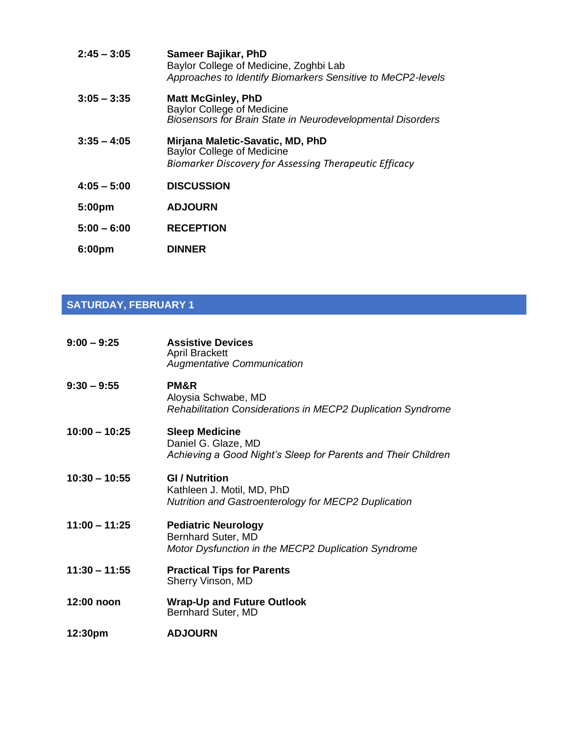| | |
|---|---|
| **2:45 – 3:05** | **Sameer Bajikar, PhD**<br>Baylor College of Medicine, Zoghbi Lab<br>*Approaches to Identify Biomarkers Sensitive to MeCP2-levels* |
| **3:05 – 3:35** | **Matt McGinley, PhD**<br>Baylor College of Medicine<br>*Biosensors for Brain State in Neurodevelopmental Disorders* |
| **3:35 – 4:05** | **Mirjana Maletic-Savatic, MD, PhD**<br>Baylor College of Medicine<br>*Biomarker Discovery for Assessing Therapeutic Efficacy* |
| **4:05 – 5:00** | **DISCUSSION** |
| **5:00pm** | **ADJOURN** |
| **5:00 – 6:00** | **RECEPTION** |
| **6:00pm** | **DINNER** |

## SATURDAY, FEBRUARY 1

| | |
|---|---|
| **9:00 – 9:25** | **Assistive Devices**<br>April Brackett<br>*Augmentative Communication* |
| **9:30 – 9:55** | **PM&R**<br>Aloysia Schwabe, MD<br>*Rehabilitation Considerations in MECP2 Duplication Syndrome* |
| **10:00 – 10:25** | **Sleep Medicine**<br>Daniel G. Glaze, MD<br>*Achieving a Good Night's Sleep for Parents and Their Children* |
| **10:30 – 10:55** | **GI / Nutrition**<br>Kathleen J. Motil, MD, PhD<br>*Nutrition and Gastroenterology for MECP2 Duplication* |
| **11:00 – 11:25** | **Pediatric Neurology**<br>Bernhard Suter, MD<br>*Motor Dysfunction in the MECP2 Duplication Syndrome* |
| **11:30 – 11:55** | **Practical Tips for Parents**<br>Sherry Vinson, MD |
| **12:00 noon** | **Wrap-Up and Future Outlook**<br>Bernhard Suter, MD |
| **12:30pm** | **ADJOURN** |